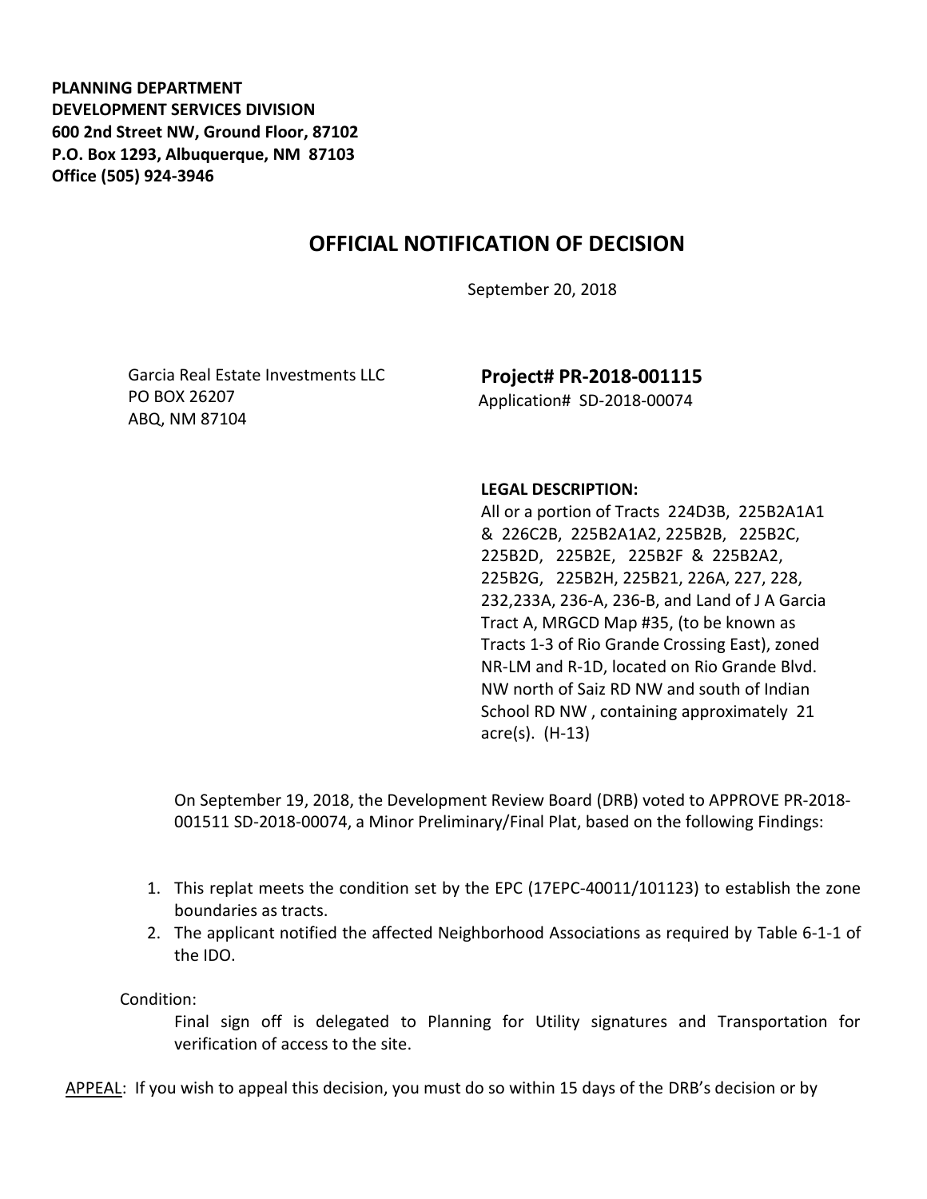**PLANNING DEPARTMENT**
**DEVELOPMENT SERVICES DIVISION**
**600 2nd Street NW, Ground Floor, 87102**
**P.O. Box 1293, Albuquerque, NM 87103**
**Office (505) 924-3946**

# OFFICIAL NOTIFICATION OF DECISION

September 20, 2018

Garcia Real Estate Investments LLC
PO BOX 26207
ABQ, NM 87104

**Project# PR-2018-001115**
Application# SD-2018-00074

**LEGAL DESCRIPTION:**
All or a portion of Tracts 224D3B, 225B2A1A1 & 226C2B, 225B2A1A2, 225B2B, 225B2C, 225B2D, 225B2E, 225B2F & 225B2A2, 225B2G, 225B2H, 225B21, 226A, 227, 228, 232,233A, 236-A, 236-B, and Land of J A Garcia Tract A, MRGCD Map #35, (to be known as Tracts 1-3 of Rio Grande Crossing East), zoned NR-LM and R-1D, located on Rio Grande Blvd. NW north of Saiz RD NW and south of Indian School RD NW , containing approximately 21 acre(s). (H-13)

On September 19, 2018, the Development Review Board (DRB) voted to APPROVE PR-2018-001511 SD-2018-00074, a Minor Preliminary/Final Plat, based on the following Findings:

1. This replat meets the condition set by the EPC (17EPC-40011/101123) to establish the zone boundaries as tracts.
2. The applicant notified the affected Neighborhood Associations as required by Table 6-1-1 of the IDO.

Condition:

Final sign off is delegated to Planning for Utility signatures and Transportation for verification of access to the site.

APPEAL: If you wish to appeal this decision, you must do so within 15 days of the DRB's decision or by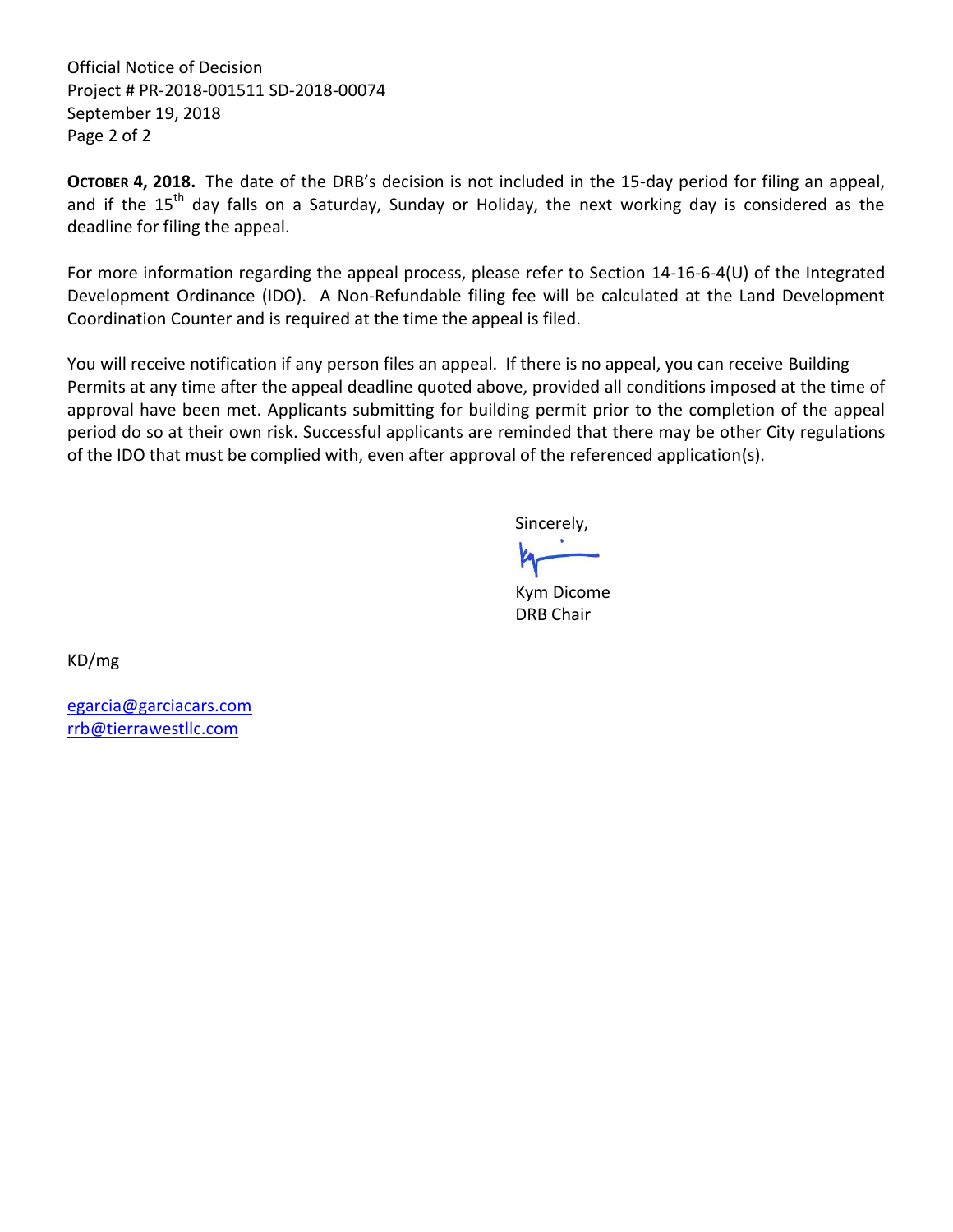**OCTOBER 4, 2018.** The date of the DRB's decision is not included in the 15-day period for filing an appeal, and if the 15th day falls on a Saturday, Sunday or Holiday, the next working day is considered as the deadline for filing the appeal.

For more information regarding the appeal process, please refer to Section 14-16-6-4(U) of the Integrated Development Ordinance (IDO). A Non-Refundable filing fee will be calculated at the Land Development Coordination Counter and is required at the time the appeal is filed.

You will receive notification if any person files an appeal. If there is no appeal, you can receive Building Permits at any time after the appeal deadline quoted above, provided all conditions imposed at the time of approval have been met. Applicants submitting for building permit prior to the completion of the appeal period do so at their own risk. Successful applicants are reminded that there may be other City regulations of the IDO that must be complied with, even after approval of the referenced application(s).

Sincerely,

Kym Dicome
DRB Chair

KD/mg

egarcia@garciacars.com
rrb@tierrawestllc.com